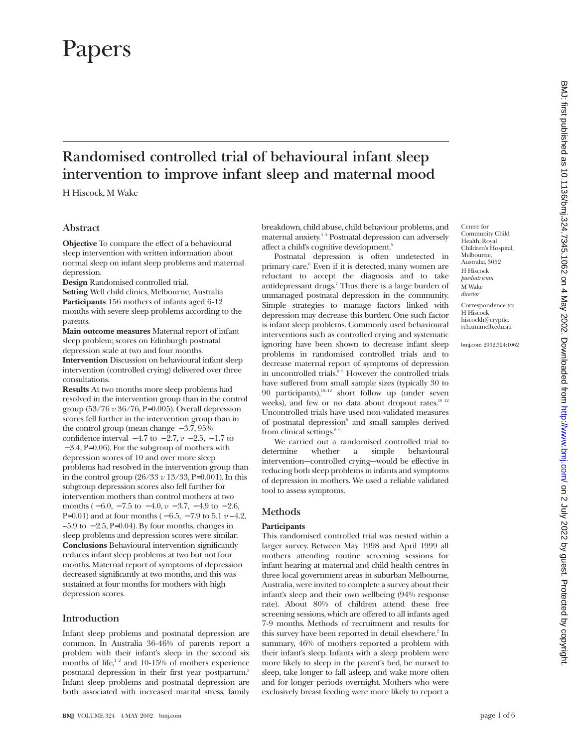# Papers

## Randomised controlled trial of behavioural infant sleep intervention to improve infant sleep and maternal mood

H Hiscock, M Wake

### Abstract

**Objective** To compare the effect of a behavioural sleep intervention with written information about normal sleep on infant sleep problems and maternal depression.

**Design** Randomised controlled trial.

**Setting** Well child clinics, Melbourne, Australia

**Participants** 156 mothers of infants aged 6-12 months with severe sleep problems according to the parents.

**Main outcome measures** Maternal report of infant sleep problem; scores on Edinburgh postnatal depression scale at two and four months.

**Intervention** Discussion on behavioural infant sleep intervention (controlled crying) delivered over three consultations.

**Results** At two months more sleep problems had resolved in the intervention group than in the control group (53/76 *v* 36/76, P=0.005). Overall depression scores fell further in the intervention group than in the control group (mean change −3.7, 95% confidence interval −4.7 to −2.7, *v* −2.5, −1.7 to −3.4, P=0.06). For the subgroup of mothers with depression scores of 10 and over more sleep problems had resolved in the intervention group than in the control group (26/33 *v* 13/33, P=0.001). In this subgroup depression scores also fell further for intervention mothers than control mothers at two months (−6.0, −7.5 to −4.0, *v* −3.7, −4.9 to −2.6, P=0.01) and at four months (−6.5, −7.9 to 5.1 *v* −4.2, −5.9 to −2.5, P=0.04). By four months, changes in sleep problems and depression scores were similar.

**Conclusions** Behavioural intervention significantly reduces infant sleep problems at two but not four months. Maternal report of symptoms of depression decreased significantly at two months, and this was sustained at four months for mothers with high depression scores.

### Introduction

Infant sleep problems and postnatal depression are common. In Australia 36-46% of parents report a problem with their infant's sleep in the second six months of life,[1 2] and 10-15% of mothers experience postnatal depression in their first year postpartum.[3] Infant sleep problems and postnatal depression are both associated with increased marital stress, family breakdown, child abuse, child behaviour problems, and maternal anxiety.[3 4] Postnatal depression can adversely affect a child's cognitive development.[5]

Postnatal depression is often undetected in primary care.[6] Even if it is detected, many women are reluctant to accept the diagnosis and to take antidepressant drugs.[7] Thus there is a large burden of unmanaged postnatal depression in the community. Simple strategies to manage factors linked with depression may decrease this burden. One such factor is infant sleep problems. Commonly used behavioural interventions such as controlled crying and systematic ignoring have been shown to decrease infant sleep problems in randomised controlled trials and to decrease maternal report of symptoms of depression in uncontrolled trials.[8 9] However the controlled trials have suffered from small sample sizes (typically 30 to 90 participants),[10–12] short follow up (under seven weeks), and few or no data about dropout rates.[10 12] Uncontrolled trials have used non-validated measures of postnatal depression[8] and small samples derived from clinical settings.[8 9]

We carried out a randomised controlled trial to determine whether a simple behavioural intervention—controlled crying—would be effective in reducing both sleep problems in infants and symptoms of depression in mothers. We used a reliable validated tool to assess symptoms.

Centre for Community Child Health, Royal Children's Hospital, Melbourne, Australia, 3052
H Hiscock *paediatrician*
M Wake *director*

Correspondence to: H Hiscock hiscockh@cryptic.rch.unimelb.edu.au

bmj.com 2002;324:1062

### Methods

#### Participants

This randomised controlled trial was nested within a larger survey. Between May 1998 and April 1999 all mothers attending routine screening sessions for infant hearing at maternal and child health centres in three local government areas in suburban Melbourne, Australia, were invited to complete a survey about their infant's sleep and their own wellbeing (94% response rate). About 80% of children attend these free screening sessions, which are offered to all infants aged 7-9 months. Methods of recruitment and results for this survey have been reported in detail elsewhere.[2] In summary, 46% of mothers reported a problem with their infant's sleep. Infants with a sleep problem were more likely to sleep in the parent's bed, be nursed to sleep, take longer to fall asleep, and wake more often and for longer periods overnight. Mothers who were exclusively breast feeding were more likely to report a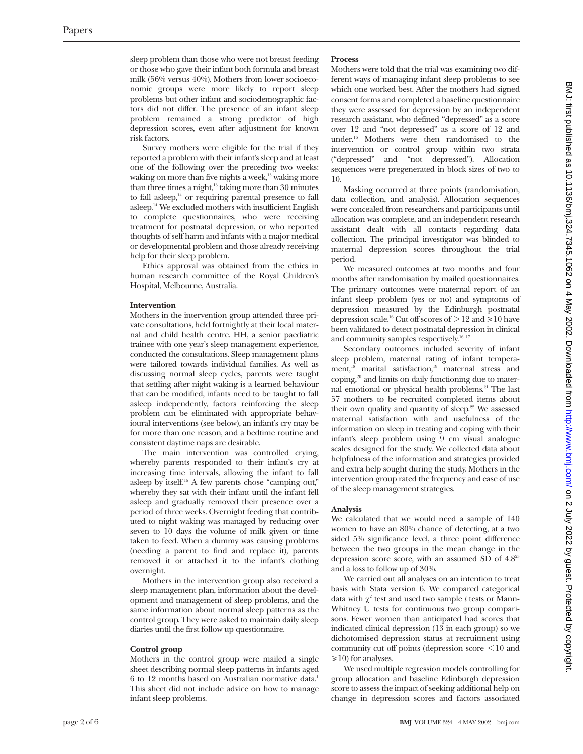sleep problem than those who were not breast feeding or those who gave their infant both formula and breast milk (56% versus 40%). Mothers from lower socioeconomic groups were more likely to report sleep problems but other infant and sociodemographic factors did not differ. The presence of an infant sleep problem remained a strong predictor of high depression scores, even after adjustment for known risk factors.

Survey mothers were eligible for the trial if they reported a problem with their infant's sleep and at least one of the following over the preceding two weeks: waking on more than five nights a week,[13] waking more than three times a night,[13] taking more than 30 minutes to fall asleep,[14] or requiring parental presence to fall asleep.[14] We excluded mothers with insufficient English to complete questionnaires, who were receiving treatment for postnatal depression, or who reported thoughts of self harm and infants with a major medical or developmental problem and those already receiving help for their sleep problem.

Ethics approval was obtained from the ethics in human research committee of the Royal Children's Hospital, Melbourne, Australia.

### Intervention

Mothers in the intervention group attended three private consultations, held fortnightly at their local maternal and child health centre. HH, a senior paediatric trainee with one year's sleep management experience, conducted the consultations. Sleep management plans were tailored towards individual families. As well as discussing normal sleep cycles, parents were taught that settling after night waking is a learned behaviour that can be modified, infants need to be taught to fall asleep independently, factors reinforcing the sleep problem can be eliminated with appropriate behavioural interventions (see below), an infant's cry may be for more than one reason, and a bedtime routine and consistent daytime naps are desirable.

The main intervention was controlled crying, whereby parents responded to their infant's cry at increasing time intervals, allowing the infant to fall asleep by itself.[15] A few parents chose "camping out," whereby they sat with their infant until the infant fell asleep and gradually removed their presence over a period of three weeks. Overnight feeding that contributed to night waking was managed by reducing over seven to 10 days the volume of milk given or time taken to feed. When a dummy was causing problems (needing a parent to find and replace it), parents removed it or attached it to the infant's clothing overnight.

Mothers in the intervention group also received a sleep management plan, information about the development and management of sleep problems, and the same information about normal sleep patterns as the control group. They were asked to maintain daily sleep diaries until the first follow up questionnaire.

### Control group

Mothers in the control group were mailed a single sheet describing normal sleep patterns in infants aged 6 to 12 months based on Australian normative data.[1] This sheet did not include advice on how to manage infant sleep problems.

### Process

Mothers were told that the trial was examining two different ways of managing infant sleep problems to see which one worked best. After the mothers had signed consent forms and completed a baseline questionnaire they were assessed for depression by an independent research assistant, who defined "depressed" as a score over 12 and "not depressed" as a score of 12 and under.[16] Mothers were then randomised to the intervention or control group within two strata ("depressed" and "not depressed"). Allocation sequences were pregenerated in block sizes of two to 10.

Masking occurred at three points (randomisation, data collection, and analysis). Allocation sequences were concealed from researchers and participants until allocation was complete, and an independent research assistant dealt with all contacts regarding data collection. The principal investigator was blinded to maternal depression scores throughout the trial period.

We measured outcomes at two months and four months after randomisation by mailed questionnaires. The primary outcomes were maternal report of an infant sleep problem (yes or no) and symptoms of depression measured by the Edinburgh postnatal depression scale.[16] Cut off scores of $>12$ and $\geq 10$ have been validated to detect postnatal depression in clinical and community samples respectively.[16 17]

Secondary outcomes included severity of infant sleep problem, maternal rating of infant temperament,[18] marital satisfaction,[19] maternal stress and coping,[20] and limits on daily functioning due to maternal emotional or physical health problems.[21] The last 57 mothers to be recruited completed items about their own quality and quantity of sleep.[22] We assessed maternal satisfaction with and usefulness of the information on sleep in treating and coping with their infant's sleep problem using 9 cm visual analogue scales designed for the study. We collected data about helpfulness of the information and strategies provided and extra help sought during the study. Mothers in the intervention group rated the frequency and ease of use of the sleep management strategies.

### Analysis

We calculated that we would need a sample of 140 women to have an 80% chance of detecting, at a two sided 5% significance level, a three point difference between the two groups in the mean change in the depression score score, with an assumed SD of 4.8[23] and a loss to follow up of 30%.

We carried out all analyses on an intention to treat basis with Stata version 6. We compared categorical data with $\chi^2$ test and used two sample *t* tests or Mann-Whitney U tests for continuous two group comparisons. Fewer women than anticipated had scores that indicated clinical depression (13 in each group) so we dichotomised depression status at recruitment using community cut off points (depression score $<10$ and $\geq 10$) for analyses.

We used multiple regression models controlling for group allocation and baseline Edinburgh depression score to assess the impact of seeking additional help on change in depression scores and factors associated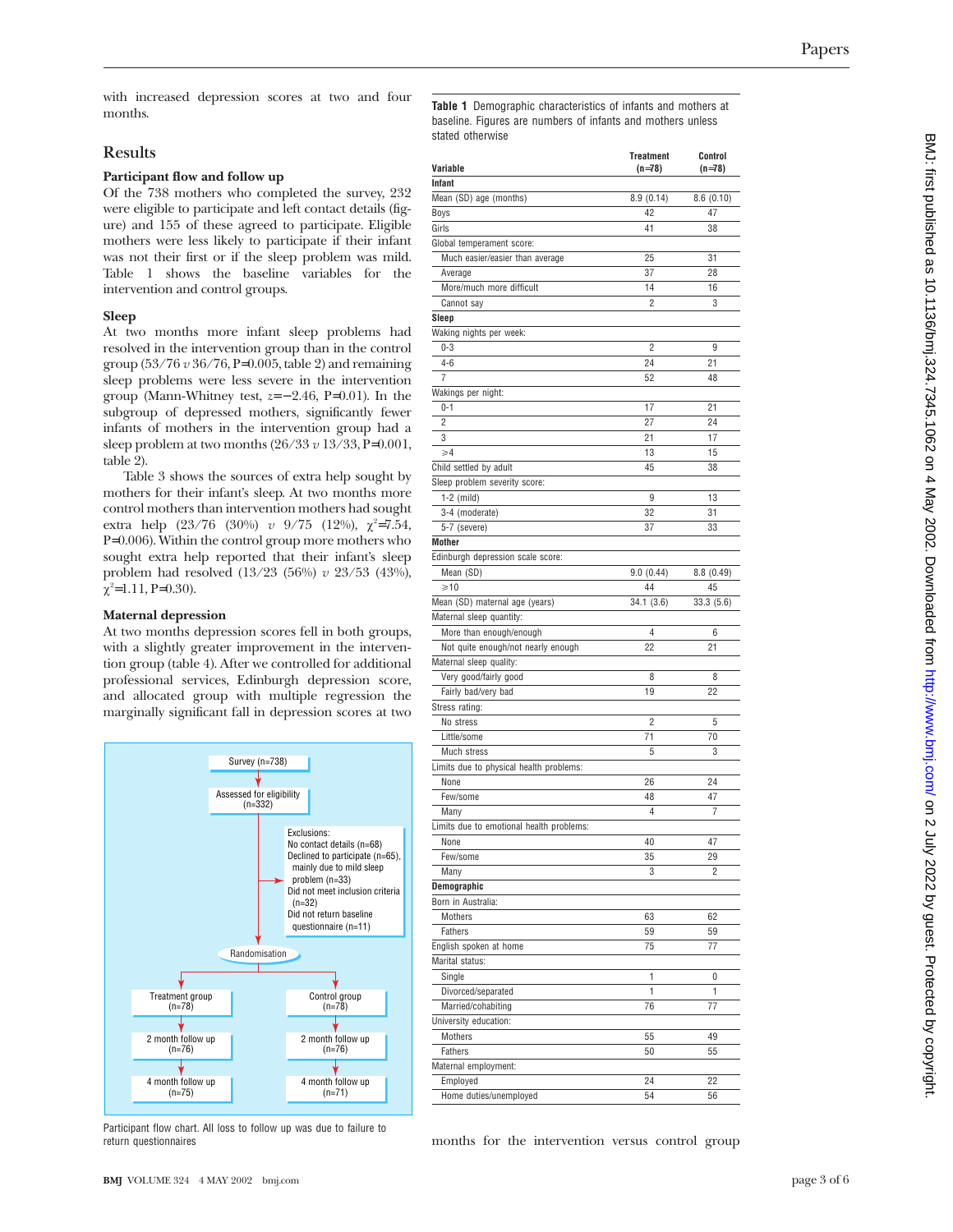with increased depression scores at two and four months.

## Results

### Participant flow and follow up

Of the 738 mothers who completed the survey, 232 were eligible to participate and left contact details (figure) and 155 of these agreed to participate. Eligible mothers were less likely to participate if their infant was not their first or if the sleep problem was mild. Table 1 shows the baseline variables for the intervention and control groups.

### Sleep

At two months more infant sleep problems had resolved in the intervention group than in the control group (53/76 *v* 36/76, P=0.005, table 2) and remaining sleep problems were less severe in the intervention group (Mann-Whitney test, $z=-2.46$, P=0.01). In the subgroup of depressed mothers, significantly fewer infants of mothers in the intervention group had a sleep problem at two months (26/33 *v* 13/33, P=0.001, table 2).

Table 3 shows the sources of extra help sought by mothers for their infant's sleep. At two months more control mothers than intervention mothers had sought extra help (23/76 (30%) *v* 9/75 (12%), $\chi^2=7.54$, P=0.006). Within the control group more mothers who sought extra help reported that their infant's sleep problem had resolved (13/23 (56%) *v* 23/53 (43%), $\chi^2=1.11$, P=0.30).

### Maternal depression

At two months depression scores fell in both groups, with a slightly greater improvement in the intervention group (table 4). After we controlled for additional professional services, Edinburgh depression score, and allocated group with multiple regression the marginally significant fall in depression scores at two months for the intervention versus control group

Survey (n=738) → Assessed for eligibility (n=332) → Exclusions: No contact details (n=68); Declined to participate (n=65), mainly due to mild sleep problem (n=33); Did not meet inclusion criteria (n=32); Did not return baseline questionnaire (n=11) → Randomisation → Treatment group (n=78) → 2 month follow up (n=76) → 4 month follow up (n=75); Control group (n=78) → 2 month follow up (n=76) → 4 month follow up (n=71)

Participant flow chart. All loss to follow up was due to failure to return questionnaires

**Table 1** Demographic characteristics of infants and mothers at baseline. Figures are numbers of infants and mothers unless stated otherwise

| Variable | Treatment (n=78) | Control (n=78) |
|---|---|---|
| **Infant** | | |
| Mean (SD) age (months) | 8.9 (0.14) | 8.6 (0.10) |
| Boys | 42 | 47 |
| Girls | 41 | 38 |
| Global temperament score: | | |
| Much easier/easier than average | 25 | 31 |
| Average | 37 | 28 |
| More/much more difficult | 14 | 16 |
| Cannot say | 2 | 3 |
| **Sleep** | | |
| Waking nights per week: | | |
| 0-3 | 2 | 9 |
| 4-6 | 24 | 21 |
| 7 | 52 | 48 |
| Wakings per night: | | |
| 0-1 | 17 | 21 |
| 2 | 27 | 24 |
| 3 | 21 | 17 |
| ≥4 | 13 | 15 |
| Child settled by adult | 45 | 38 |
| Sleep problem severity score: | | |
| 1-2 (mild) | 9 | 13 |
| 3-4 (moderate) | 32 | 31 |
| 5-7 (severe) | 37 | 33 |
| **Mother** | | |
| Edinburgh depression scale score: | | |
| Mean (SD) | 9.0 (0.44) | 8.8 (0.49) |
| ≥10 | 44 | 45 |
| Mean (SD) maternal age (years) | 34.1 (3.6) | 33.3 (5.6) |
| Maternal sleep quantity: | | |
| More than enough/enough | 4 | 6 |
| Not quite enough/not nearly enough | 22 | 21 |
| Maternal sleep quality: | | |
| Very good/fairly good | 8 | 8 |
| Fairly bad/very bad | 19 | 22 |
| Stress rating: | | |
| No stress | 2 | 5 |
| Little/some | 71 | 70 |
| Much stress | 5 | 3 |
| Limits due to physical health problems: | | |
| None | 26 | 24 |
| Few/some | 48 | 47 |
| Many | 4 | 7 |
| Limits due to emotional health problems: | | |
| None | 40 | 47 |
| Few/some | 35 | 29 |
| Many | 3 | 2 |
| **Demographic** | | |
| Born in Australia: | | |
| Mothers | 63 | 62 |
| Fathers | 59 | 59 |
| English spoken at home | 75 | 77 |
| Marital status: | | |
| Single | 1 | 0 |
| Divorced/separated | 1 | 1 |
| Married/cohabiting | 76 | 77 |
| University education: | | |
| Mothers | 55 | 49 |
| Fathers | 50 | 55 |
| Maternal employment: | | |
| Employed | 24 | 22 |
| Home duties/unemployed | 54 | 56 |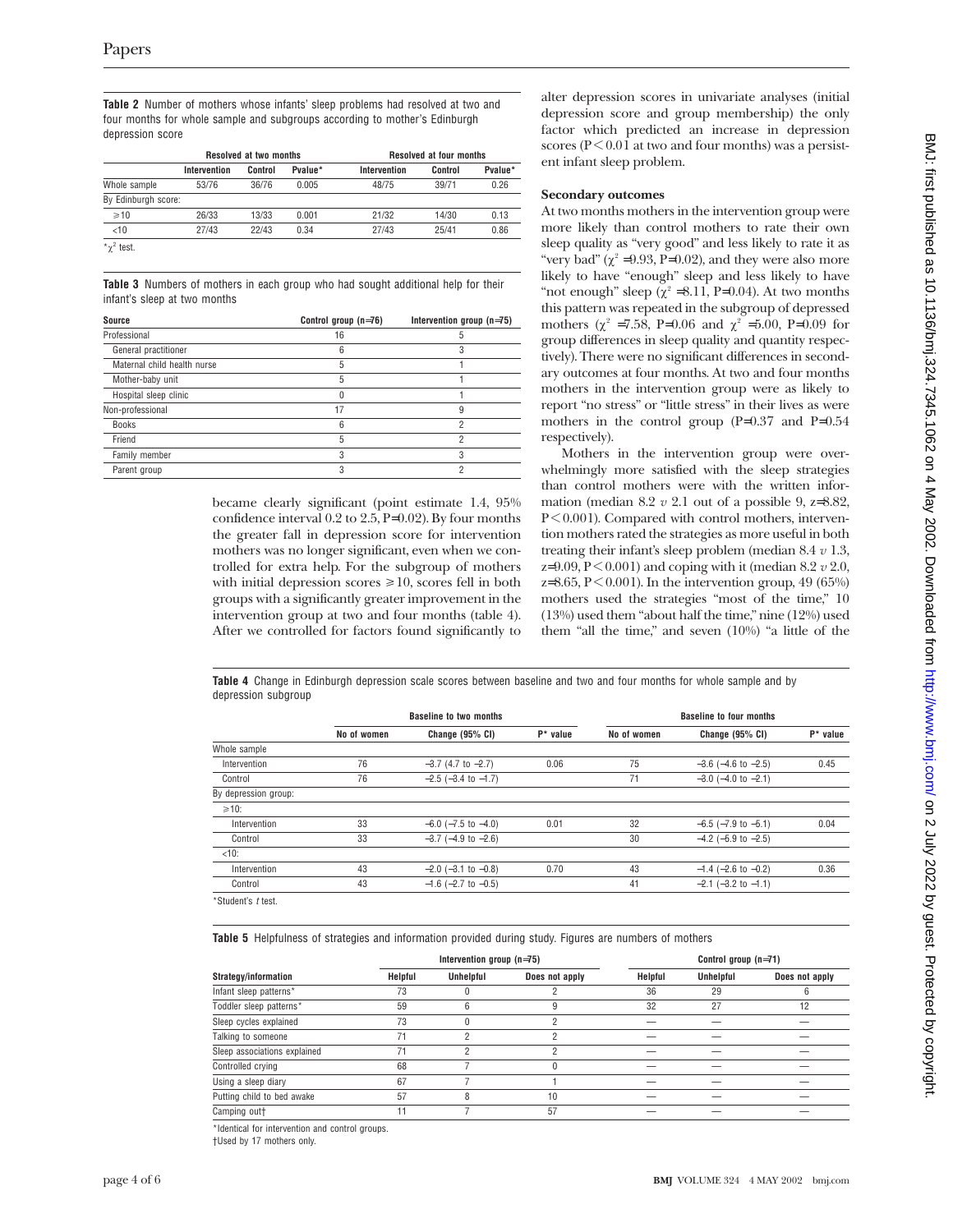**Table 2** Number of mothers whose infants' sleep problems had resolved at two and four months for whole sample and subgroups according to mother's Edinburgh depression score

| | Resolved at two months | | | Resolved at four months | | |
|---|---|---|---|---|---|---|
| | Intervention | Control | Pvalue* | Intervention | Control | Pvalue* |
| Whole sample | 53/76 | 36/76 | 0.005 | 48/75 | 39/71 | 0.26 |
| By Edinburgh score: | | | | | | |
| ≥10 | 26/33 | 13/33 | 0.001 | 21/32 | 14/30 | 0.13 |
| <10 | 27/43 | 22/43 | 0.34 | 27/43 | 25/41 | 0.86 |

*$\chi^2$ test.

**Table 3** Numbers of mothers in each group who had sought additional help for their infant's sleep at two months

| Source | Control group (n=76) | Intervention group (n=75) |
|---|---|---|
| Professional | 16 | 5 |
| General practitioner | 6 | 3 |
| Maternal child health nurse | 5 | 1 |
| Mother-baby unit | 5 | 1 |
| Hospital sleep clinic | 0 | 1 |
| Non-professional | 17 | 9 |
| Books | 6 | 2 |
| Friend | 5 | 2 |
| Family member | 3 | 3 |
| Parent group | 3 | 2 |

became clearly significant (point estimate 1.4, 95% confidence interval 0.2 to 2.5, P=0.02). By four months the greater fall in depression score for intervention mothers was no longer significant, even when we controlled for extra help. For the subgroup of mothers with initial depression scores ≥10, scores fell in both groups with a significantly greater improvement in the intervention group at two and four months (table 4). After we controlled for factors found significantly to alter depression scores in univariate analyses (initial depression score and group membership) the only factor which predicted an increase in depression scores (P<0.01 at two and four months) was a persistent infant sleep problem.

### Secondary outcomes

At two months mothers in the intervention group were more likely than control mothers to rate their own sleep quality as "very good" and less likely to rate it as "very bad" ($\chi^2$ =9.93, P=0.02), and they were also more likely to have "enough" sleep and less likely to have "not enough" sleep ($\chi^2$ =8.11, P=0.04). At two months this pattern was repeated in the subgroup of depressed mothers ($\chi^2$ =7.58, P=0.06 and $\chi^2$ =5.00, P=0.09 for group differences in sleep quality and quantity respectively). There were no significant differences in secondary outcomes at four months. At two and four months mothers in the intervention group were as likely to report "no stress" or "little stress" in their lives as were mothers in the control group (P=0.37 and P=0.54 respectively).

Mothers in the intervention group were overwhelmingly more satisfied with the sleep strategies than control mothers were with the written information (median 8.2 *v* 2.1 out of a possible 9, z=8.82, P<0.001). Compared with control mothers, intervention mothers rated the strategies as more useful in both treating their infant's sleep problem (median 8.4 *v* 1.3, z=9.09, P<0.001) and coping with it (median 8.2 *v* 2.0, z=8.65, P<0.001). In the intervention group, 49 (65%) mothers used the strategies "most of the time," 10 (13%) used them "about half the time," nine (12%) used them "all the time," and seven (10%) "a little of the

**Table 4** Change in Edinburgh depression scale scores between baseline and two and four months for whole sample and by depression subgroup

| | Baseline to two months | | | Baseline to four months | | |
|---|---|---|---|---|---|---|
| | No of women | Change (95% CI) | P* value | No of women | Change (95% CI) | P* value |
| Whole sample | | | | | | |
| Intervention | 76 | −3.7 (4.7 to −2.7) | 0.06 | 75 | −3.6 (−4.6 to −2.5) | 0.45 |
| Control | 76 | −2.5 (−3.4 to −1.7) | | 71 | −3.0 (−4.0 to −2.1) | |
| By depression group: | | | | | | |
| ≥10: | | | | | | |
| Intervention | 33 | −6.0 (−7.5 to −4.0) | 0.01 | 32 | −6.5 (−7.9 to −6.1) | 0.04 |
| Control | 33 | −3.7 (−4.9 to −2.6) | | 30 | −4.2 (−5.9 to −2.5) | |
| <10: | | | | | | |
| Intervention | 43 | −2.0 (−3.1 to −0.8) | 0.70 | 43 | −1.4 (−2.6 to −0.2) | 0.36 |
| Control | 43 | −1.6 (−2.7 to −0.5) | | 41 | −2.1 (−3.2 to −1.1) | |

*Student's *t* test.

**Table 5** Helpfulness of strategies and information provided during study. Figures are numbers of mothers

| | Intervention group (n=75) | | | Control group (n=71) | | |
|---|---|---|---|---|---|---|
| Strategy/information | Helpful | Unhelpful | Does not apply | Helpful | Unhelpful | Does not apply |
| Infant sleep patterns* | 73 | 0 | 2 | 36 | 29 | 6 |
| Toddler sleep patterns* | 59 | 6 | 9 | 32 | 27 | 12 |
| Sleep cycles explained | 73 | 0 | 2 | — | — | — |
| Talking to someone | 71 | 2 | 2 | — | — | — |
| Sleep associations explained | 71 | 2 | 2 | — | — | — |
| Controlled crying | 68 | 7 | 0 | — | — | — |
| Using a sleep diary | 67 | 7 | 1 | — | — | — |
| Putting child to bed awake | 57 | 8 | 10 | — | — | — |
| Camping out† | 11 | 7 | 57 | — | — | — |

*Identical for intervention and control groups.
†Used by 17 mothers only.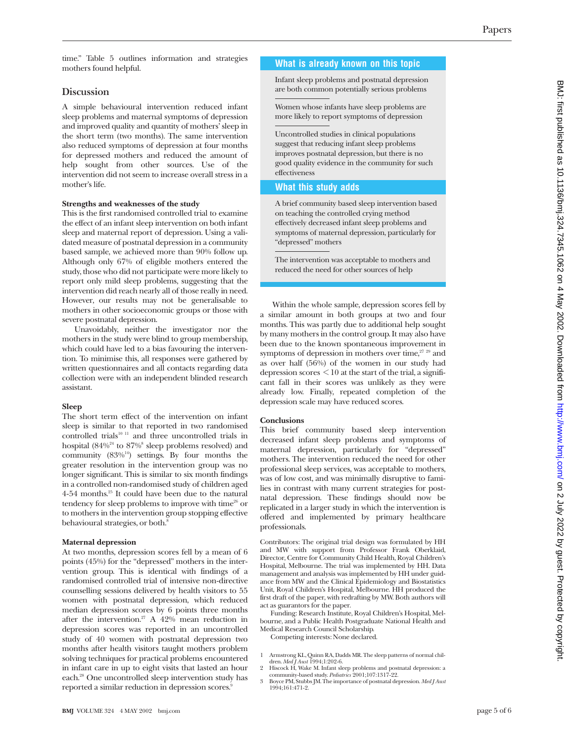time." Table 5 outlines information and strategies mothers found helpful.

## Discussion

A simple behavioural intervention reduced infant sleep problems and maternal symptoms of depression and improved quality and quantity of mothers' sleep in the short term (two months). The same intervention also reduced symptoms of depression at four months for depressed mothers and reduced the amount of help sought from other sources. Use of the intervention did not seem to increase overall stress in a mother's life.

### Strengths and weaknesses of the study

This is the first randomised controlled trial to examine the effect of an infant sleep intervention on both infant sleep and maternal report of depression. Using a validated measure of postnatal depression in a community based sample, we achieved more than 90% follow up. Although only 67% of eligible mothers entered the study, those who did not participate were more likely to report only mild sleep problems, suggesting that the intervention did reach nearly all of those really in need. However, our results may not be generalisable to mothers in other socioeconomic groups or those with severe postnatal depression.

Unavoidably, neither the investigator nor the mothers in the study were blind to group membership, which could have led to a bias favouring the intervention. To minimise this, all responses were gathered by written questionnaires and all contacts regarding data collection were with an independent blinded research assistant.

### Sleep

The short term effect of the intervention on infant sleep is similar to that reported in two randomised controlled trials[10 11] and three uncontrolled trials in hospital (84%[24] to 87%[8] sleep problems resolved) and community (83%[14]) settings. By four months the greater resolution in the intervention group was no longer significant. This is similar to six month findings in a controlled non-randomised study of children aged 4-54 months.[25] It could have been due to the natural tendency for sleep problems to improve with time[26] or to mothers in the intervention group stopping effective behavioural strategies, or both.[8]

### Maternal depression

At two months, depression scores fell by a mean of 6 points (45%) for the "depressed" mothers in the intervention group. This is identical with findings of a randomised controlled trial of intensive non-directive counselling sessions delivered by health visitors to 55 women with postnatal depression, which reduced median depression scores by 6 points three months after the intervention.[27] A 42% mean reduction in depression scores was reported in an uncontrolled study of 40 women with postnatal depression two months after health visitors taught mothers problem solving techniques for practical problems encountered in infant care in up to eight visits that lasted an hour each.[28] One uncontrolled sleep intervention study has reported a similar reduction in depression scores.[9]

> **What is already known on this topic**
>
> Infant sleep problems and postnatal depression are both common potentially serious problems
>
> Women whose infants have sleep problems are more likely to report symptoms of depression
>
> Uncontrolled studies in clinical populations suggest that reducing infant sleep problems improves postnatal depression, but there is no good quality evidence in the community for such effectiveness
>
> **What this study adds**
>
> A brief community based sleep intervention based on teaching the controlled crying method effectively decreased infant sleep problems and symptoms of maternal depression, particularly for "depressed" mothers
>
> The intervention was acceptable to mothers and reduced the need for other sources of help

Within the whole sample, depression scores fell by a similar amount in both groups at two and four months. This was partly due to additional help sought by many mothers in the control group. It may also have been due to the known spontaneous improvement in symptoms of depression in mothers over time,[27 29] and as over half (56%) of the women in our study had depression scores $<10$ at the start of the trial, a significant fall in their scores was unlikely as they were already low. Finally, repeated completion of the depression scale may have reduced scores.

### Conclusions

This brief community based sleep intervention decreased infant sleep problems and symptoms of maternal depression, particularly for "depressed" mothers. The intervention reduced the need for other professional sleep services, was acceptable to mothers, was of low cost, and was minimally disruptive to families in contrast with many current strategies for postnatal depression. These findings should now be replicated in a larger study in which the intervention is offered and implemented by primary healthcare professionals.

Contributors: The original trial design was formulated by HH and MW with support from Professor Frank Oberklaid, Director, Centre for Community Child Health, Royal Children's Hospital, Melbourne. The trial was implemented by HH. Data management and analysis was implemented by HH under guidance from MW and the Clinical Epidemiology and Biostatistics Unit, Royal Children's Hospital, Melbourne. HH produced the first draft of the paper, with redrafting by MW. Both authors will act as guarantors for the paper.

Funding: Research Institute, Royal Children's Hospital, Melbourne, and a Public Health Postgraduate National Health and Medical Research Council Scholarship.

Competing interests: None declared.

1. Armstrong KL, Quinn RA, Dadds MR. The sleep patterns of normal children. *Med J Aust* 1994;1:202-6.
2. Hiscock H, Wake M. Infant sleep problems and postnatal depression: a community-based study. *Pediatrics* 2001;107:1317-22.
3. Boyce PM, Stubbs JM. The importance of postnatal depression. *Med J Aust* 1994;161:471-2.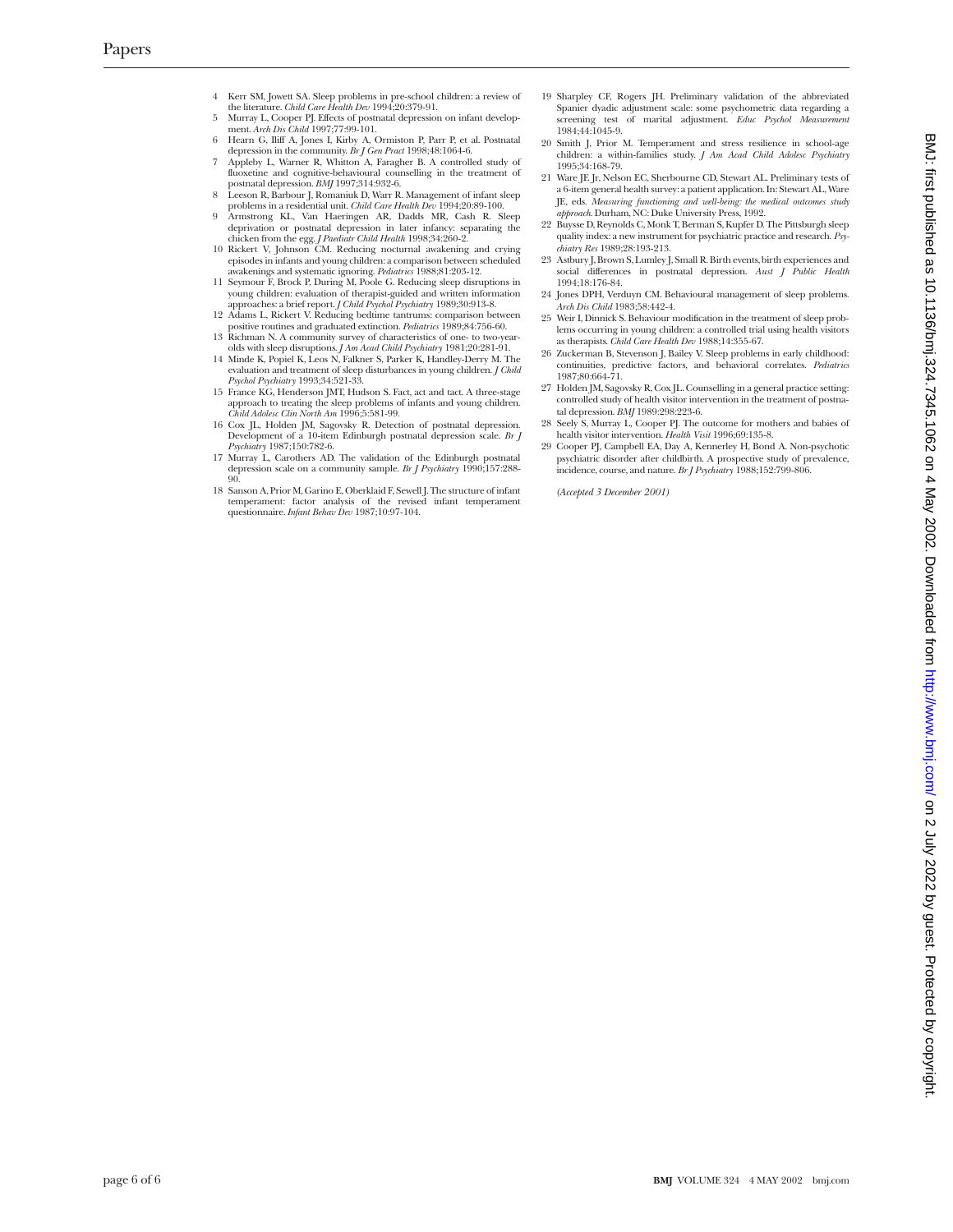4 Kerr SM, Jowett SA. Sleep problems in pre-school children: a review of the literature. *Child Care Health Dev* 1994;20:379-91.
5 Murray L, Cooper PJ. Effects of postnatal depression on infant development. *Arch Dis Child* 1997;77:99-101.
6 Hearn G, Iliff A, Jones I, Kirby A, Ormiston P, Parr P, et al. Postnatal depression in the community. *Br J Gen Pract* 1998;48:1064-6.
7 Appleby L, Warner R, Whitton A, Faragher B. A controlled study of fluoxetine and cognitive-behavioural counselling in the treatment of postnatal depression. *BMJ* 1997;314:932-6.
8 Leeson R, Barbour J, Romaniuk D, Warr R. Management of infant sleep problems in a residential unit. *Child Care Health Dev* 1994;20:89-100.
9 Armstrong KL, Van Haeringen AR, Dadds MR, Cash R. Sleep deprivation or postnatal depression in later infancy: separating the chicken from the egg. *J Paediatr Child Health* 1998;34:260-2.
10 Rickert V, Johnson CM. Reducing nocturnal awakening and crying episodes in infants and young children: a comparison between scheduled awakenings and systematic ignoring. *Pediatrics* 1988;81:203-12.
11 Seymour F, Brock P, During M, Poole G. Reducing sleep disruptions in young children: evaluation of therapist-guided and written information approaches: a brief report. *J Child Psychol Psychiatry* 1989;30:913-8.
12 Adams L, Rickert V. Reducing bedtime tantrums: comparison between positive routines and graduated extinction. *Pediatrics* 1989;84:756-60.
13 Richman N. A community survey of characteristics of one- to two-year-olds with sleep disruptions. *J Am Acad Child Psychiatry* 1981;20:281-91.
14 Minde K, Popiel K, Leos N, Falkner S, Parker K, Handley-Derry M. The evaluation and treatment of sleep disturbances in young children. *J Child Psychol Psychiatry* 1993;34:521-33.
15 France KG, Henderson JMT, Hudson S. Fact, act and tact. A three-stage approach to treating the sleep problems of infants and young children. *Child Adolesc Clin North Am* 1996;5:581-99.
16 Cox JL, Holden JM, Sagovsky R. Detection of postnatal depression. Development of a 10-item Edinburgh postnatal depression scale. *Br J Psychiatry* 1987;150:782-6.
17 Murray L, Carothers AD. The validation of the Edinburgh postnatal depression scale on a community sample. *Br J Psychiatry* 1990;157:288-90.
18 Sanson A, Prior M, Garino E, Oberklaid F, Sewell J. The structure of infant temperament: factor analysis of the revised infant temperament questionnaire. *Infant Behav Dev* 1987;10:97-104.
19 Sharpley CF, Rogers JH. Preliminary validation of the abbreviated Spanier dyadic adjustment scale: some psychometric data regarding a screening test of marital adjustment. *Educ Psychol Measurement* 1984;44:1045-9.
20 Smith J, Prior M. Temperament and stress resilience in school-age children: a within-families study. *J Am Acad Child Adolesc Psychiatry* 1995;34:168-79.
21 Ware JE Jr, Nelson EC, Sherbourne CD, Stewart AL. Preliminary tests of a 6-item general health survey: a patient application. In: Stewart AL, Ware JE, eds. *Measuring functioning and well-being: the medical outcomes study approach.* Durham, NC: Duke University Press, 1992.
22 Buysse D, Reynolds C, Monk T, Berman S, Kupfer D. The Pittsburgh sleep quality index: a new instrument for psychiatric practice and research. *Psychiatry Res* 1989;28:193-213.
23 Astbury J, Brown S, Lumley J, Small R. Birth events, birth experiences and social differences in postnatal depression. *Aust J Public Health* 1994;18:176-84.
24 Jones DPH, Verduyn CM. Behavioural management of sleep problems. *Arch Dis Child* 1983;58:442-4.
25 Weir I, Dinnick S. Behaviour modification in the treatment of sleep problems occurring in young children: a controlled trial using health visitors as therapists. *Child Care Health Dev* 1988;14:355-67.
26 Zuckerman B, Stevenson J, Bailey V. Sleep problems in early childhood: continuities, predictive factors, and behavioral correlates. *Pediatrics* 1987;80:664-71.
27 Holden JM, Sagovsky R, Cox JL. Counselling in a general practice setting: controlled study of health visitor intervention in the treatment of postnatal depression. *BMJ* 1989:298:223-6.
28 Seely S, Murray L, Cooper PJ. The outcome for mothers and babies of health visitor intervention. *Health Visit* 1996;69:135-8.
29 Cooper PJ, Campbell EA, Day A, Kennerley H, Bond A. Non-psychotic psychiatric disorder after childbirth. A prospective study of prevalence, incidence, course, and nature. *Br J Psychiatry* 1988;152:799-806.

*(Accepted 3 December 2001)*